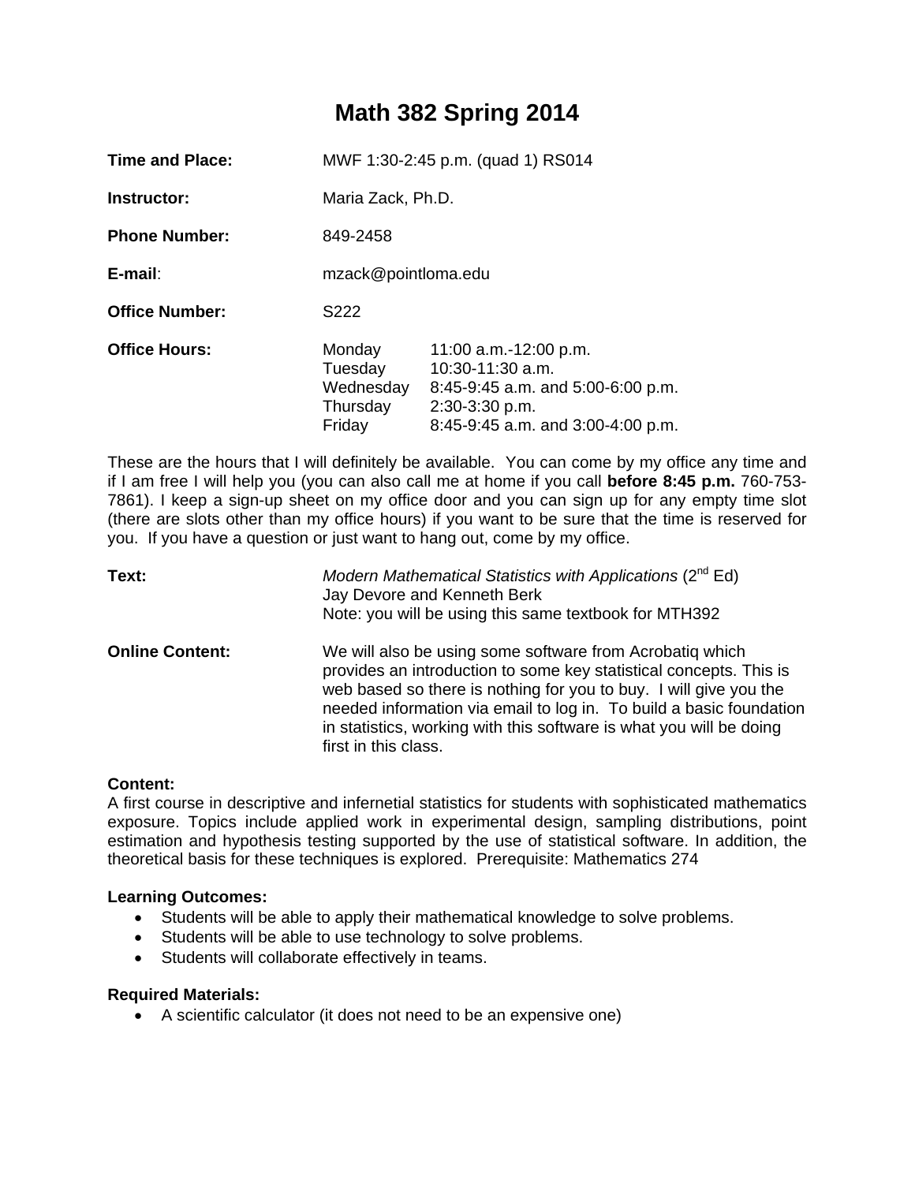# Math 382 Spring 2014

| | |
|---|---|
| **Time and Place:** | MWF 1:30-2:45 p.m. (quad 1) RS014 |
| **Instructor:** | Maria Zack, Ph.D. |
| **Phone Number:** | 849-2458 |
| **E-mail**: | mzack@pointloma.edu |
| **Office Number:** | S222 |

**Office Hours:**

| Day | Hours |
|---|---|
| Monday | 11:00 a.m.-12:00 p.m. |
| Tuesday | 10:30-11:30 a.m. |
| Wednesday | 8:45-9:45 a.m. and 5:00-6:00 p.m. |
| Thursday | 2:30-3:30 p.m. |
| Friday | 8:45-9:45 a.m. and 3:00-4:00 p.m. |

These are the hours that I will definitely be available. You can come by my office any time and if I am free I will help you (you can also call me at home if you call **before 8:45 p.m.** 760-753-7861). I keep a sign-up sheet on my office door and you can sign up for any empty time slot (there are slots other than my office hours) if you want to be sure that the time is reserved for you. If you have a question or just want to hang out, come by my office.

**Text:** *Modern Mathematical Statistics with Applications* (2nd Ed)
Jay Devore and Kenneth Berk
Note: you will be using this same textbook for MTH392

**Online Content:** We will also be using some software from Acrobatiq which provides an introduction to some key statistical concepts. This is web based so there is nothing for you to buy. I will give you the needed information via email to log in. To build a basic foundation in statistics, working with this software is what you will be doing first in this class.

**Content:**
A first course in descriptive and infernetial statistics for students with sophisticated mathematics exposure. Topics include applied work in experimental design, sampling distributions, point estimation and hypothesis testing supported by the use of statistical software. In addition, the theoretical basis for these techniques is explored. Prerequisite: Mathematics 274

**Learning Outcomes:**

- Students will be able to apply their mathematical knowledge to solve problems.
- Students will be able to use technology to solve problems.
- Students will collaborate effectively in teams.

**Required Materials:**

- A scientific calculator (it does not need to be an expensive one)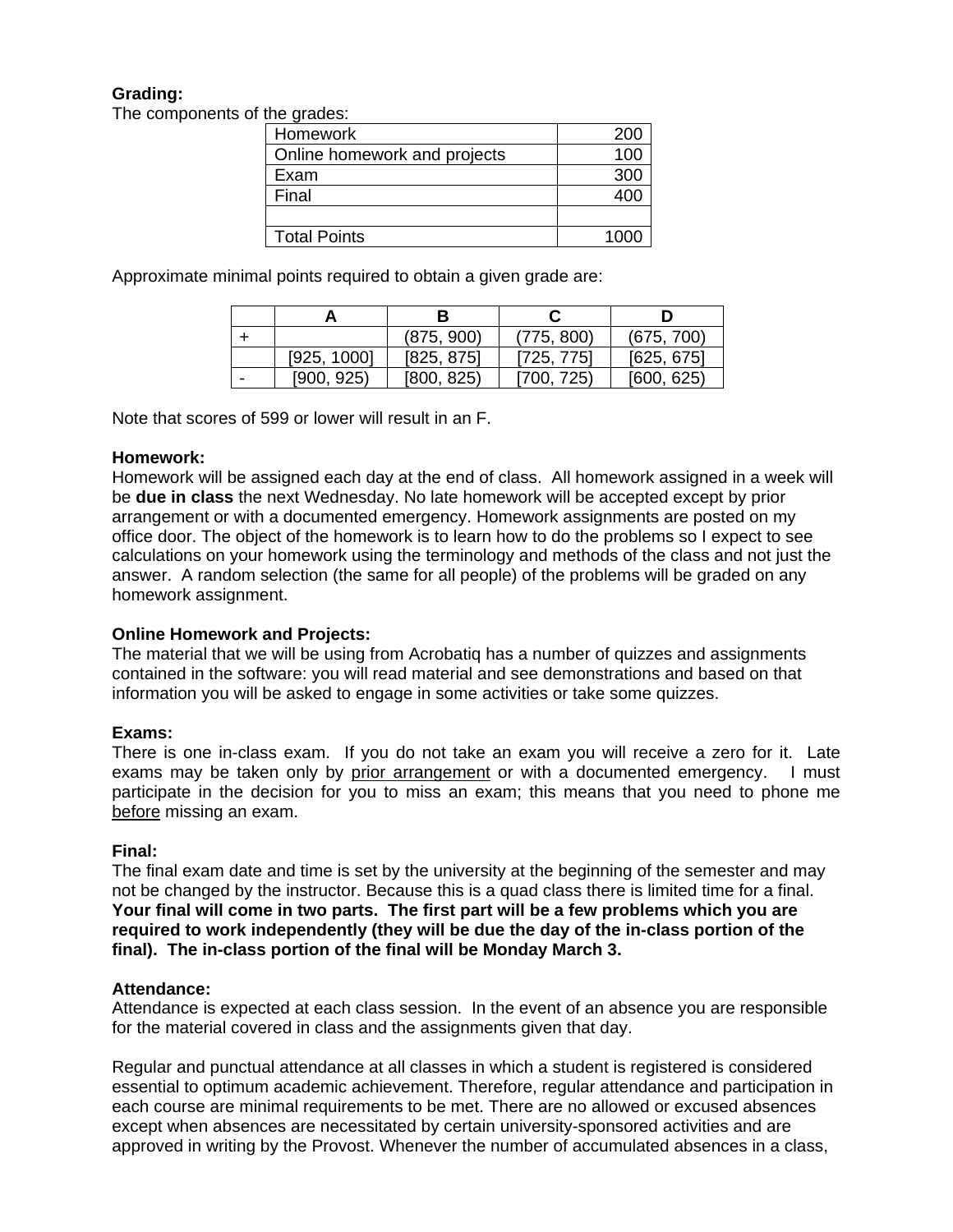**Grading:**

The components of the grades:

| | |
|---|---:|
| Homework | 200 |
| Online homework and projects | 100 |
| Exam | 300 |
| Final | 400 |
| | |
| Total Points | 1000 |

Approximate minimal points required to obtain a given grade are:

| | A | B | C | D |
|---|---|---|---|---|
| + | | (875, 900) | (775, 800) | (675, 700) |
| | [925, 1000] | [825, 875] | [725, 775] | [625, 675] |
| - | [900, 925) | [800, 825) | [700, 725) | [600, 625) |

Note that scores of 599 or lower will result in an F.

**Homework:**

Homework will be assigned each day at the end of class. All homework assigned in a week will be **due in class** the next Wednesday. No late homework will be accepted except by prior arrangement or with a documented emergency. Homework assignments are posted on my office door. The object of the homework is to learn how to do the problems so I expect to see calculations on your homework using the terminology and methods of the class and not just the answer. A random selection (the same for all people) of the problems will be graded on any homework assignment.

**Online Homework and Projects:**

The material that we will be using from Acrobatiq has a number of quizzes and assignments contained in the software: you will read material and see demonstrations and based on that information you will be asked to engage in some activities or take some quizzes.

**Exams:**

There is one in-class exam. If you do not take an exam you will receive a zero for it. Late exams may be taken only by <u>prior arrangement</u> or with a documented emergency. I must participate in the decision for you to miss an exam; this means that you need to phone me <u>before</u> missing an exam.

**Final:**

The final exam date and time is set by the university at the beginning of the semester and may not be changed by the instructor. Because this is a quad class there is limited time for a final. **Your final will come in two parts. The first part will be a few problems which you are required to work independently (they will be due the day of the in-class portion of the final). The in-class portion of the final will be Monday March 3.**

**Attendance:**

Attendance is expected at each class session. In the event of an absence you are responsible for the material covered in class and the assignments given that day.

Regular and punctual attendance at all classes in which a student is registered is considered essential to optimum academic achievement. Therefore, regular attendance and participation in each course are minimal requirements to be met. There are no allowed or excused absences except when absences are necessitated by certain university-sponsored activities and are approved in writing by the Provost. Whenever the number of accumulated absences in a class,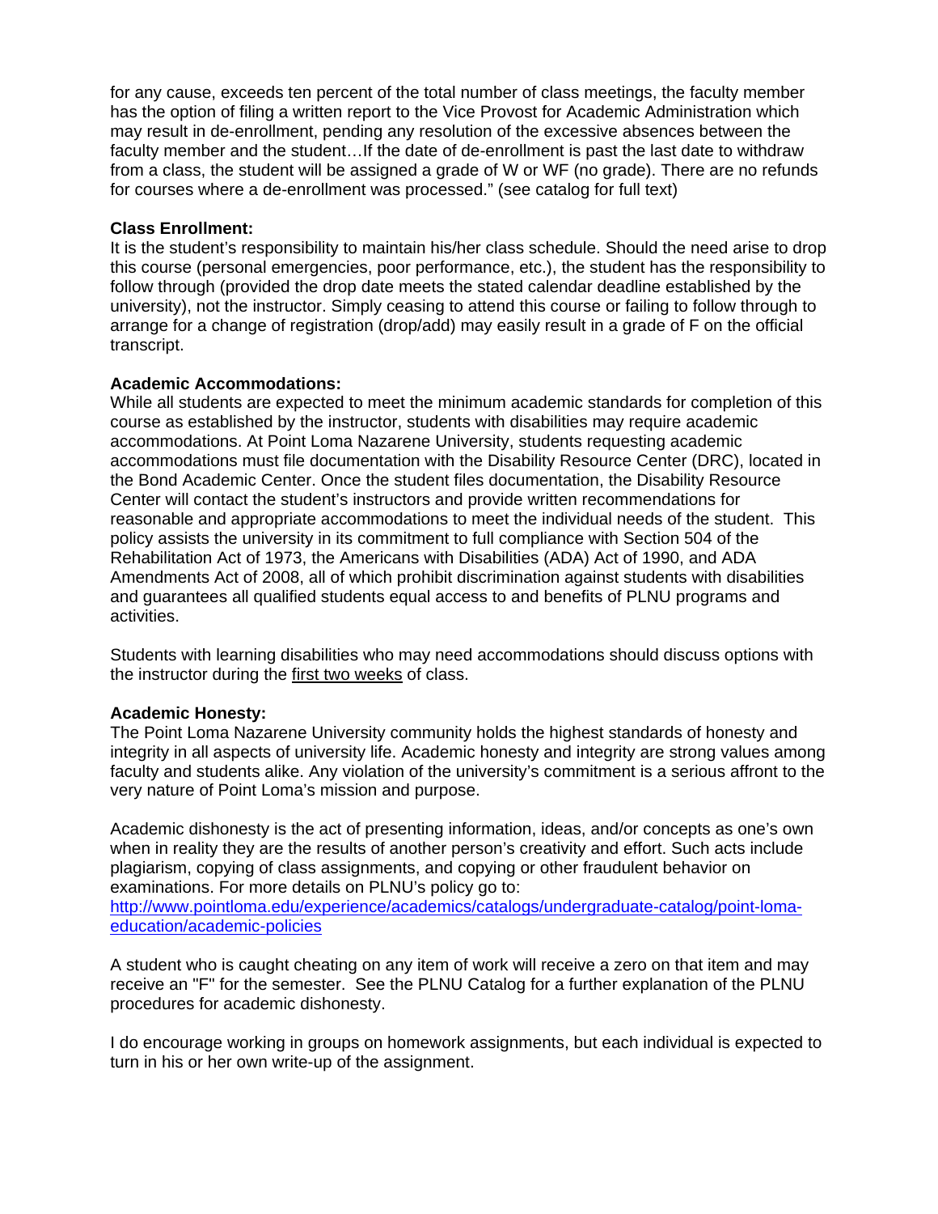for any cause, exceeds ten percent of the total number of class meetings, the faculty member has the option of filing a written report to the Vice Provost for Academic Administration which may result in de-enrollment, pending any resolution of the excessive absences between the faculty member and the student…If the date of de-enrollment is past the last date to withdraw from a class, the student will be assigned a grade of W or WF (no grade). There are no refunds for courses where a de-enrollment was processed." (see catalog for full text)

**Class Enrollment:**
It is the student's responsibility to maintain his/her class schedule. Should the need arise to drop this course (personal emergencies, poor performance, etc.), the student has the responsibility to follow through (provided the drop date meets the stated calendar deadline established by the university), not the instructor. Simply ceasing to attend this course or failing to follow through to arrange for a change of registration (drop/add) may easily result in a grade of F on the official transcript.

**Academic Accommodations:**
While all students are expected to meet the minimum academic standards for completion of this course as established by the instructor, students with disabilities may require academic accommodations. At Point Loma Nazarene University, students requesting academic accommodations must file documentation with the Disability Resource Center (DRC), located in the Bond Academic Center. Once the student files documentation, the Disability Resource Center will contact the student's instructors and provide written recommendations for reasonable and appropriate accommodations to meet the individual needs of the student. This policy assists the university in its commitment to full compliance with Section 504 of the Rehabilitation Act of 1973, the Americans with Disabilities (ADA) Act of 1990, and ADA Amendments Act of 2008, all of which prohibit discrimination against students with disabilities and guarantees all qualified students equal access to and benefits of PLNU programs and activities.

Students with learning disabilities who may need accommodations should discuss options with the instructor during the first two weeks of class.

**Academic Honesty:**
The Point Loma Nazarene University community holds the highest standards of honesty and integrity in all aspects of university life. Academic honesty and integrity are strong values among faculty and students alike. Any violation of the university's commitment is a serious affront to the very nature of Point Loma's mission and purpose.

Academic dishonesty is the act of presenting information, ideas, and/or concepts as one's own when in reality they are the results of another person's creativity and effort. Such acts include plagiarism, copying of class assignments, and copying or other fraudulent behavior on examinations. For more details on PLNU's policy go to:
[http://www.pointloma.edu/experience/academics/catalogs/undergraduate-catalog/point-loma-education/academic-policies](http://www.pointloma.edu/experience/academics/catalogs/undergraduate-catalog/point-loma-education/academic-policies)

A student who is caught cheating on any item of work will receive a zero on that item and may receive an "F" for the semester. See the PLNU Catalog for a further explanation of the PLNU procedures for academic dishonesty.

I do encourage working in groups on homework assignments, but each individual is expected to turn in his or her own write-up of the assignment.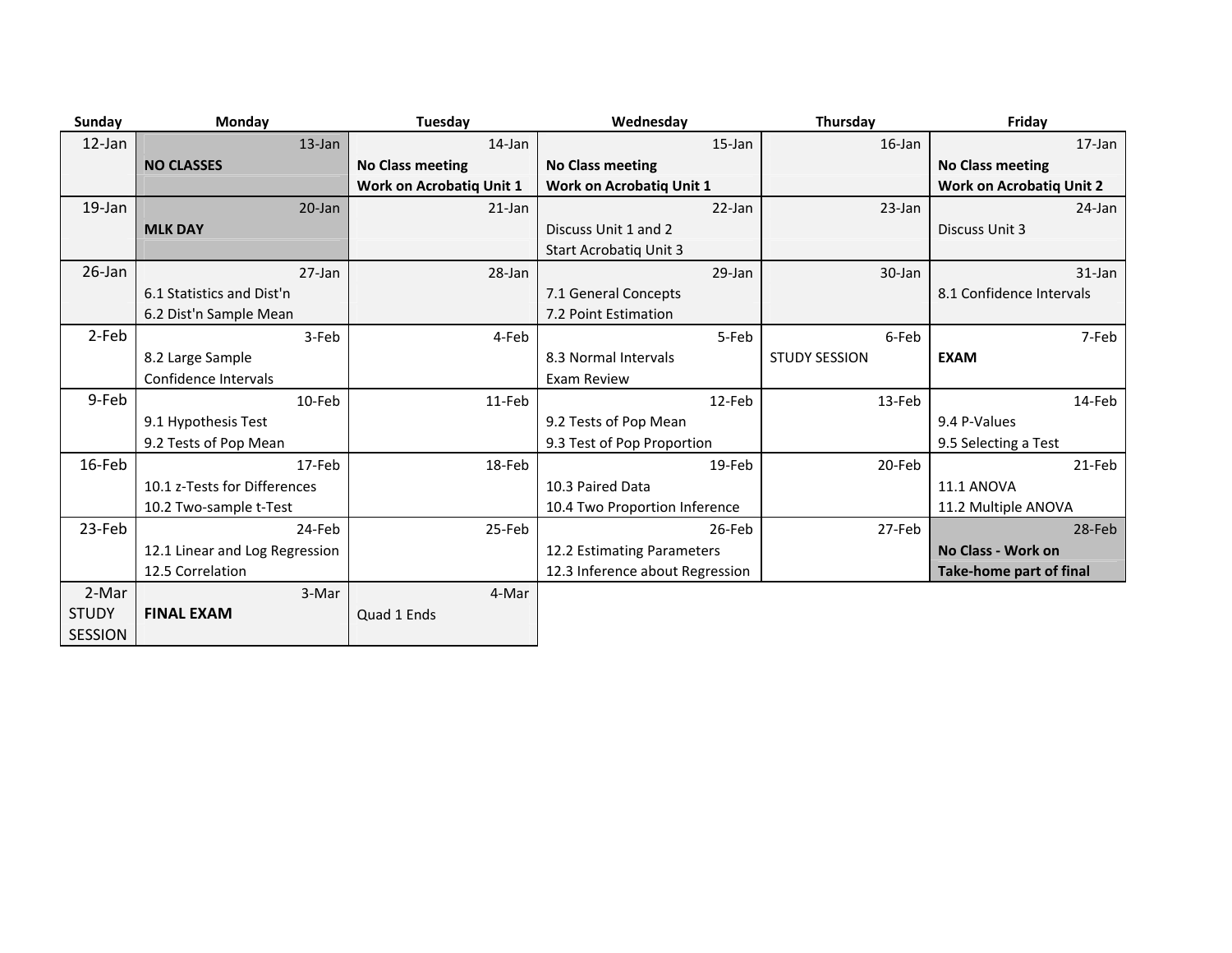| Sunday | Monday | Tuesday | Wednesday | Thursday | Friday |
|---|---|---|---|---|---|
| 12-Jan | 13-Jan<br>**NO CLASSES** | 14-Jan<br>**No Class meeting**<br>**Work on Acrobatiq Unit 1** | 15-Jan<br>**No Class meeting**<br>**Work on Acrobatiq Unit 1** | 16-Jan | 17-Jan<br>**No Class meeting**<br>**Work on Acrobatiq Unit 2** |
| 19-Jan | 20-Jan<br>**MLK DAY** | 21-Jan | 22-Jan<br>Discuss Unit 1 and 2<br>Start Acrobatiq Unit 3 | 23-Jan | 24-Jan<br>Discuss Unit 3 |
| 26-Jan | 27-Jan<br>6.1 Statistics and Dist'n<br>6.2 Dist'n Sample Mean | 28-Jan | 29-Jan<br>7.1 General Concepts<br>7.2 Point Estimation | 30-Jan | 31-Jan<br>8.1 Confidence Intervals |
| 2-Feb | 3-Feb<br>8.2 Large Sample Confidence Intervals | 4-Feb | 5-Feb<br>8.3 Normal Intervals<br>Exam Review | 6-Feb<br>STUDY SESSION | 7-Feb<br>**EXAM** |
| 9-Feb | 10-Feb<br>9.1 Hypothesis Test<br>9.2 Tests of Pop Mean | 11-Feb | 12-Feb<br>9.2 Tests of Pop Mean<br>9.3 Test of Pop Proportion | 13-Feb | 14-Feb<br>9.4 P-Values<br>9.5 Selecting a Test |
| 16-Feb | 17-Feb<br>10.1 z-Tests for Differences<br>10.2 Two-sample t-Test | 18-Feb | 19-Feb<br>10.3 Paired Data<br>10.4 Two Proportion Inference | 20-Feb | 21-Feb<br>11.1 ANOVA<br>11.2 Multiple ANOVA |
| 23-Feb | 24-Feb<br>12.1 Linear and Log Regression<br>12.5 Correlation | 25-Feb | 26-Feb<br>12.2 Estimating Parameters<br>12.3 Inference about Regression | 27-Feb | 28-Feb<br>**No Class - Work on Take-home part of final** |
| 2-Mar<br>STUDY SESSION | 3-Mar<br>**FINAL EXAM** | 4-Mar<br>Quad 1 Ends | | | |